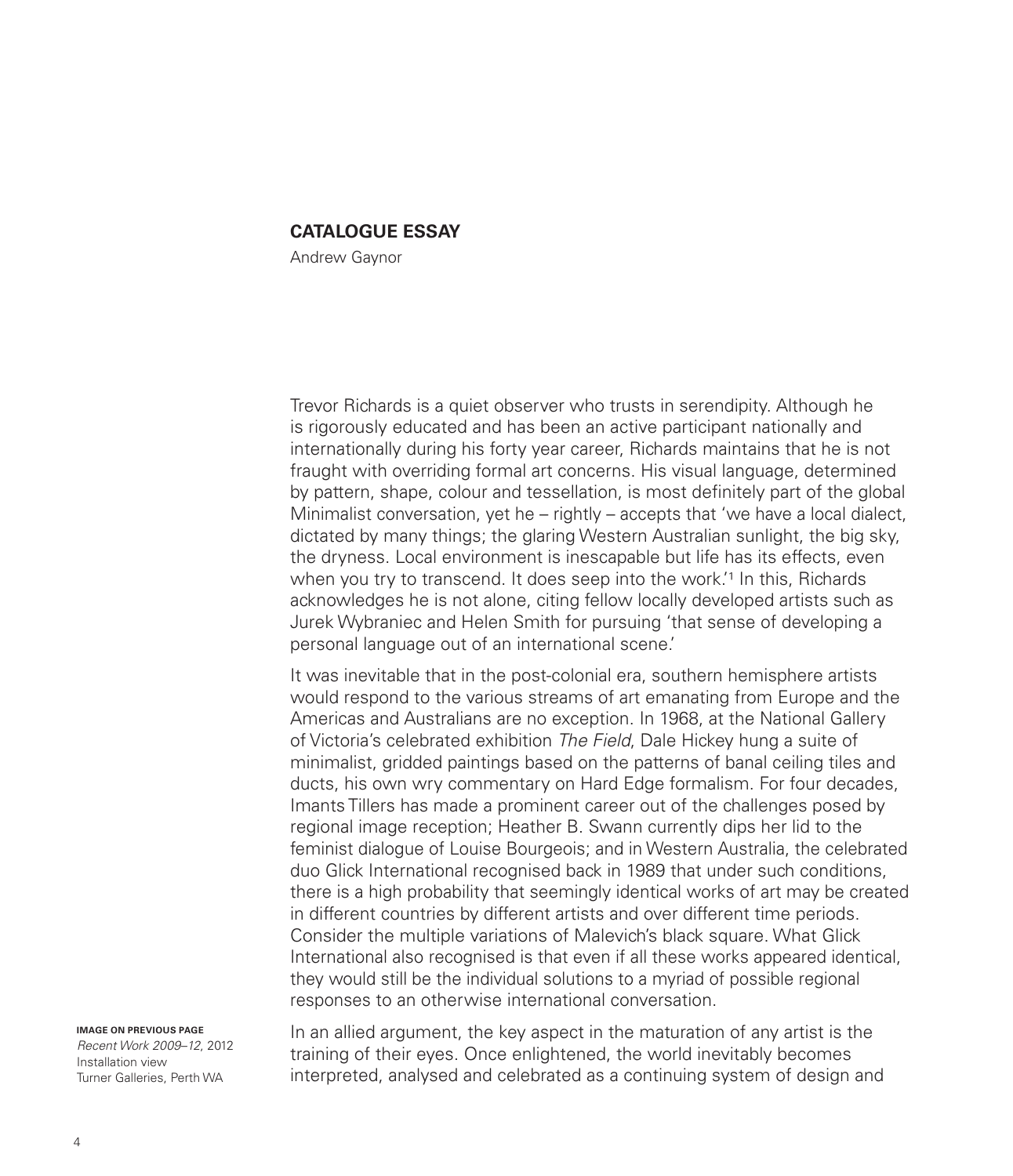## CATALOGUE ESSAY

Andrew Gaynor

Trevor Richards is a quiet observer who trusts in serendipity. Although he is rigorously educated and has been an active participant nationally and internationally during his forty year career, Richards maintains that he is not fraught with overriding formal art concerns. His visual language, determined by pattern, shape, colour and tessellation, is most definitely part of the global Minimalist conversation, yet he – rightly – accepts that 'we have a local dialect, dictated by many things; the glaring Western Australian sunlight, the big sky, the dryness. Local environment is inescapable but life has its effects, even when you try to transcend. It does seep into the work.'[1] In this, Richards acknowledges he is not alone, citing fellow locally developed artists such as Jurek Wybraniec and Helen Smith for pursuing 'that sense of developing a personal language out of an international scene.'

It was inevitable that in the post-colonial era, southern hemisphere artists would respond to the various streams of art emanating from Europe and the Americas and Australians are no exception. In 1968, at the National Gallery of Victoria's celebrated exhibition *The Field*, Dale Hickey hung a suite of minimalist, gridded paintings based on the patterns of banal ceiling tiles and ducts, his own wry commentary on Hard Edge formalism. For four decades, Imants Tillers has made a prominent career out of the challenges posed by regional image reception; Heather B. Swann currently dips her lid to the feminist dialogue of Louise Bourgeois; and in Western Australia, the celebrated duo Glick International recognised back in 1989 that under such conditions, there is a high probability that seemingly identical works of art may be created in different countries by different artists and over different time periods. Consider the multiple variations of Malevich's black square. What Glick International also recognised is that even if all these works appeared identical, they would still be the individual solutions to a myriad of possible regional responses to an otherwise international conversation.

In an allied argument, the key aspect in the maturation of any artist is the training of their eyes. Once enlightened, the world inevitably becomes interpreted, analysed and celebrated as a continuing system of design and

**IMAGE ON PREVIOUS PAGE**
*Recent Work 2009–12*, 2012
Installation view
Turner Galleries, Perth WA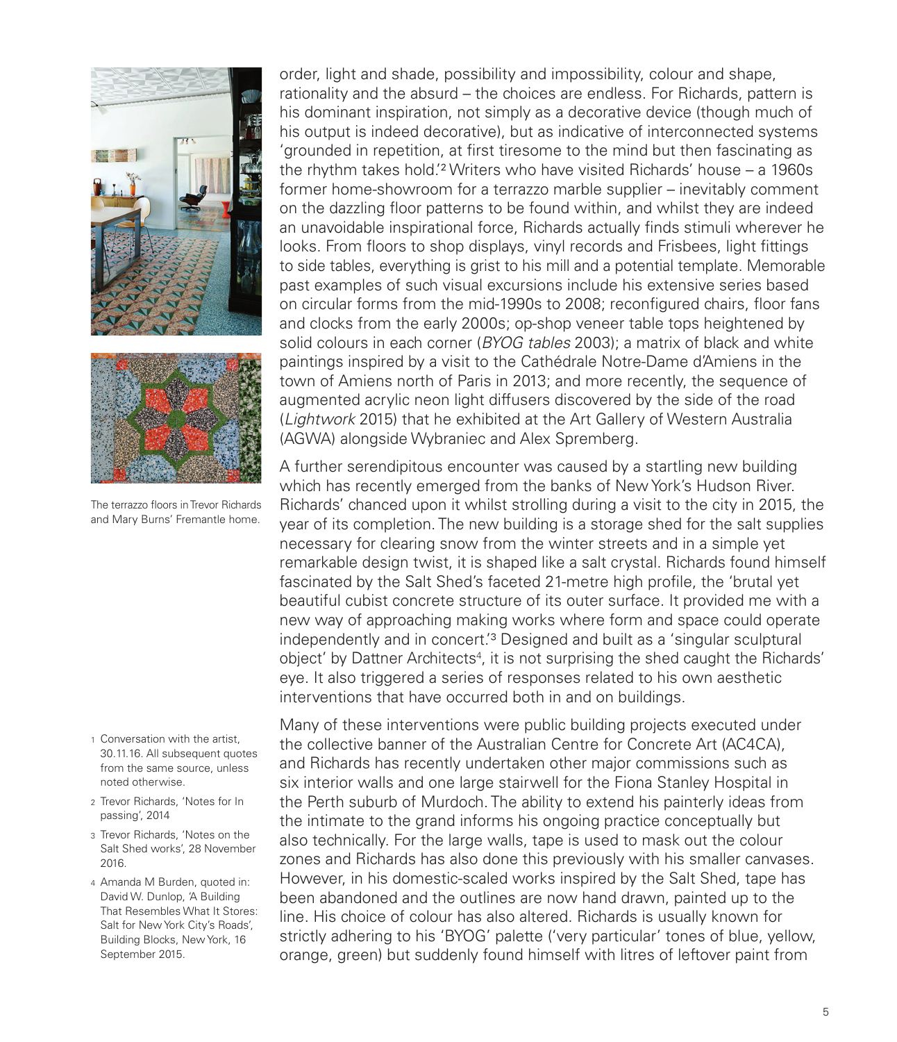order, light and shade, possibility and impossibility, colour and shape, rationality and the absurd – the choices are endless. For Richards, pattern is his dominant inspiration, not simply as a decorative device (though much of his output is indeed decorative), but as indicative of interconnected systems 'grounded in repetition, at first tiresome to the mind but then fascinating as the rhythm takes hold.'[2] Writers who have visited Richards' house – a 1960s former home-showroom for a terrazzo marble supplier – inevitably comment on the dazzling floor patterns to be found within, and whilst they are indeed an unavoidable inspirational force, Richards actually finds stimuli wherever he looks. From floors to shop displays, vinyl records and Frisbees, light fittings to side tables, everything is grist to his mill and a potential template. Memorable past examples of such visual excursions include his extensive series based on circular forms from the mid-1990s to 2008; reconfigured chairs, floor fans and clocks from the early 2000s; op-shop veneer table tops heightened by solid colours in each corner (*BYOG tables* 2003); a matrix of black and white paintings inspired by a visit to the Cathédrale Notre-Dame d'Amiens in the town of Amiens north of Paris in 2013; and more recently, the sequence of augmented acrylic neon light diffusers discovered by the side of the road (*Lightwork* 2015) that he exhibited at the Art Gallery of Western Australia (AGWA) alongside Wybraniec and Alex Spremberg.

The terrazzo floors in Trevor Richards and Mary Burns' Fremantle home.

A further serendipitous encounter was caused by a startling new building which has recently emerged from the banks of New York's Hudson River. Richards' chanced upon it whilst strolling during a visit to the city in 2015, the year of its completion. The new building is a storage shed for the salt supplies necessary for clearing snow from the winter streets and in a simple yet remarkable design twist, it is shaped like a salt crystal. Richards found himself fascinated by the Salt Shed's faceted 21-metre high profile, the 'brutal yet beautiful cubist concrete structure of its outer surface. It provided me with a new way of approaching making works where form and space could operate independently and in concert.'[3] Designed and built as a 'singular sculptural object' by Dattner Architects[4], it is not surprising the shed caught the Richards' eye. It also triggered a series of responses related to his own aesthetic interventions that have occurred both in and on buildings.

Many of these interventions were public building projects executed under the collective banner of the Australian Centre for Concrete Art (AC4CA), and Richards has recently undertaken other major commissions such as six interior walls and one large stairwell for the Fiona Stanley Hospital in the Perth suburb of Murdoch. The ability to extend his painterly ideas from the intimate to the grand informs his ongoing practice conceptually but also technically. For the large walls, tape is used to mask out the colour zones and Richards has also done this previously with his smaller canvases. However, in his domestic-scaled works inspired by the Salt Shed, tape has been abandoned and the outlines are now hand drawn, painted up to the line. His choice of colour has also altered. Richards is usually known for strictly adhering to his 'BYOG' palette ('very particular' tones of blue, yellow, orange, green) but suddenly found himself with litres of leftover paint from

1 Conversation with the artist, 30.11.16. All subsequent quotes from the same source, unless noted otherwise.

2 Trevor Richards, 'Notes for In passing', 2014

3 Trevor Richards, 'Notes on the Salt Shed works', 28 November 2016.

4 Amanda M Burden, quoted in: David W. Dunlop, 'A Building That Resembles What It Stores: Salt for New York City's Roads', Building Blocks, New York, 16 September 2015.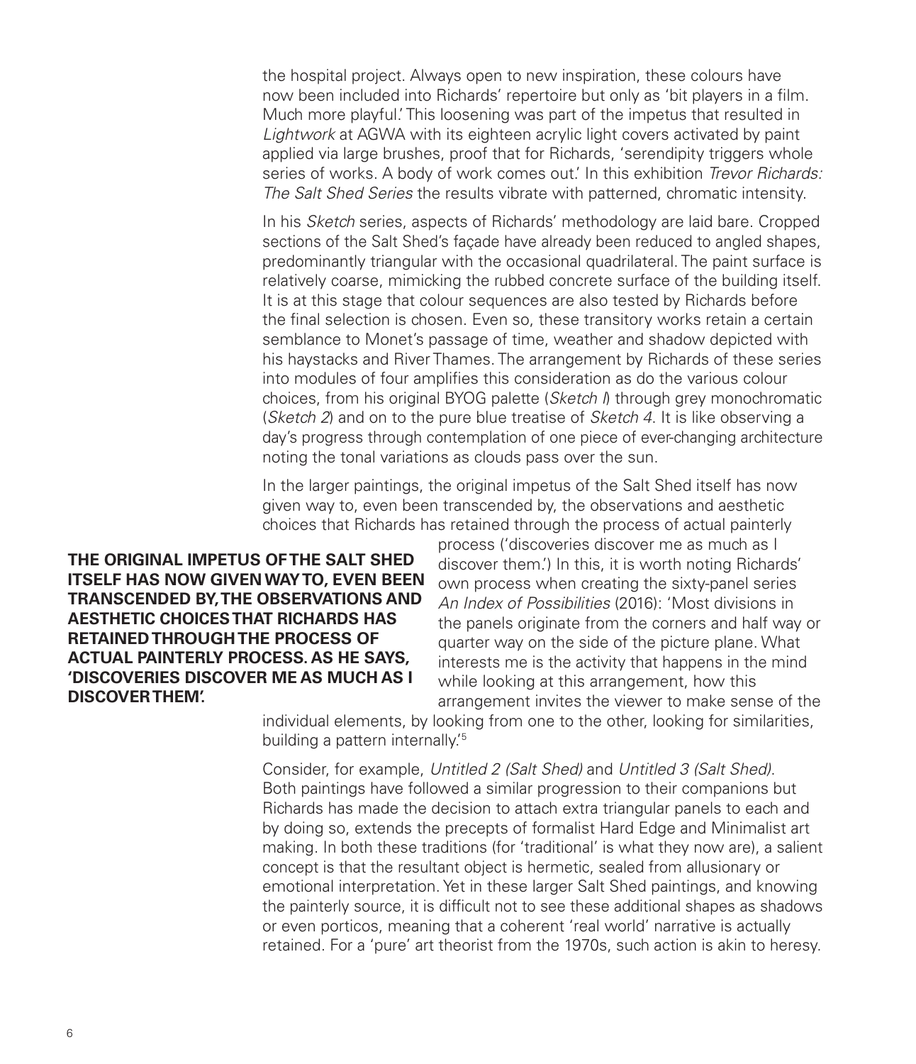the hospital project. Always open to new inspiration, these colours have now been included into Richards' repertoire but only as 'bit players in a film. Much more playful.' This loosening was part of the impetus that resulted in *Lightwork* at AGWA with its eighteen acrylic light covers activated by paint applied via large brushes, proof that for Richards, 'serendipity triggers whole series of works. A body of work comes out.' In this exhibition *Trevor Richards: The Salt Shed Series* the results vibrate with patterned, chromatic intensity.

In his *Sketch* series, aspects of Richards' methodology are laid bare. Cropped sections of the Salt Shed's façade have already been reduced to angled shapes, predominantly triangular with the occasional quadrilateral. The paint surface is relatively coarse, mimicking the rubbed concrete surface of the building itself. It is at this stage that colour sequences are also tested by Richards before the final selection is chosen. Even so, these transitory works retain a certain semblance to Monet's passage of time, weather and shadow depicted with his haystacks and River Thames. The arrangement by Richards of these series into modules of four amplifies this consideration as do the various colour choices, from his original BYOG palette (*Sketch I*) through grey monochromatic (*Sketch 2*) and on to the pure blue treatise of *Sketch 4*. It is like observing a day's progress through contemplation of one piece of ever-changing architecture noting the tonal variations as clouds pass over the sun.

In the larger paintings, the original impetus of the Salt Shed itself has now given way to, even been transcended by, the observations and aesthetic choices that Richards has retained through the process of actual painterly process ('discoveries discover me as much as I discover them.') In this, it is worth noting Richards' own process when creating the sixty-panel series *An Index of Possibilities* (2016): 'Most divisions in the panels originate from the corners and half way or quarter way on the side of the picture plane. What interests me is the activity that happens in the mind while looking at this arrangement, how this arrangement invites the viewer to make sense of the individual elements, by looking from one to the other, looking for similarities, building a pattern internally.'[5]

**THE ORIGINAL IMPETUS OF THE SALT SHED ITSELF HAS NOW GIVEN WAY TO, EVEN BEEN TRANSCENDED BY, THE OBSERVATIONS AND AESTHETIC CHOICES THAT RICHARDS HAS RETAINED THROUGH THE PROCESS OF ACTUAL PAINTERLY PROCESS. AS HE SAYS, 'DISCOVERIES DISCOVER ME AS MUCH AS I DISCOVER THEM'.**

Consider, for example, *Untitled 2 (Salt Shed)* and *Untitled 3 (Salt Shed)*. Both paintings have followed a similar progression to their companions but Richards has made the decision to attach extra triangular panels to each and by doing so, extends the precepts of formalist Hard Edge and Minimalist art making. In both these traditions (for 'traditional' is what they now are), a salient concept is that the resultant object is hermetic, sealed from allusionary or emotional interpretation. Yet in these larger Salt Shed paintings, and knowing the painterly source, it is difficult not to see these additional shapes as shadows or even porticos, meaning that a coherent 'real world' narrative is actually retained. For a 'pure' art theorist from the 1970s, such action is akin to heresy.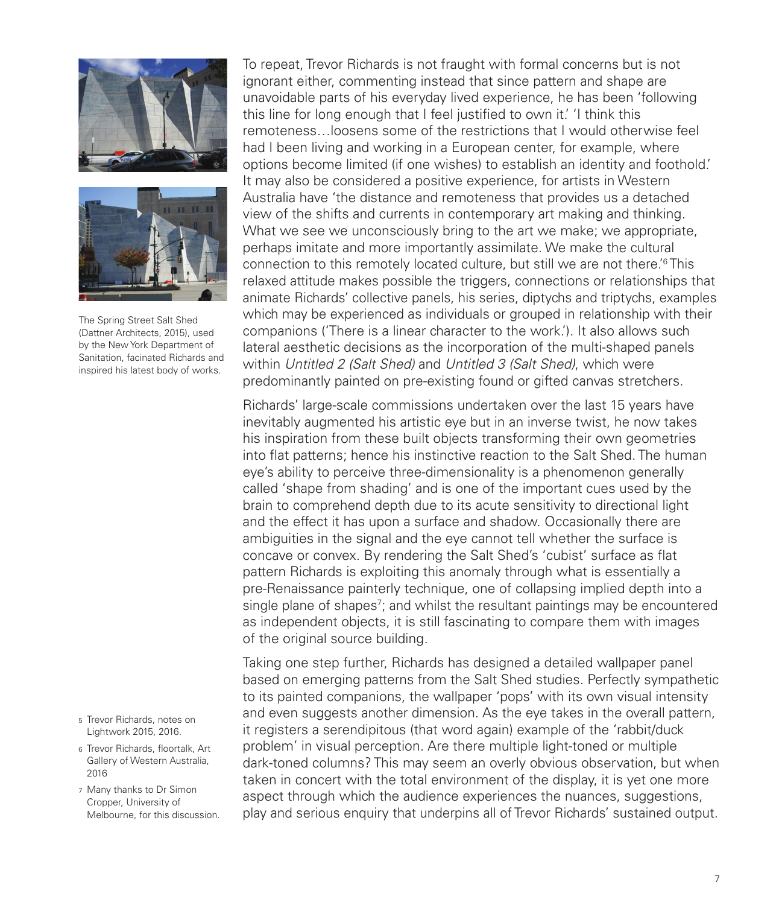To repeat, Trevor Richards is not fraught with formal concerns but is not ignorant either, commenting instead that since pattern and shape are unavoidable parts of his everyday lived experience, he has been 'following this line for long enough that I feel justified to own it.' 'I think this remoteness…loosens some of the restrictions that I would otherwise feel had I been living and working in a European center, for example, where options become limited (if one wishes) to establish an identity and foothold.' It may also be considered a positive experience, for artists in Western Australia have 'the distance and remoteness that provides us a detached view of the shifts and currents in contemporary art making and thinking. What we see we unconsciously bring to the art we make; we appropriate, perhaps imitate and more importantly assimilate. We make the cultural connection to this remotely located culture, but still we are not there.'[6] This relaxed attitude makes possible the triggers, connections or relationships that animate Richards' collective panels, his series, diptychs and triptychs, examples which may be experienced as individuals or grouped in relationship with their companions ('There is a linear character to the work.'). It also allows such lateral aesthetic decisions as the incorporation of the multi-shaped panels within *Untitled 2 (Salt Shed)* and *Untitled 3 (Salt Shed)*, which were predominantly painted on pre-existing found or gifted canvas stretchers.

Richards' large-scale commissions undertaken over the last 15 years have inevitably augmented his artistic eye but in an inverse twist, he now takes his inspiration from these built objects transforming their own geometries into flat patterns; hence his instinctive reaction to the Salt Shed. The human eye's ability to perceive three-dimensionality is a phenomenon generally called 'shape from shading' and is one of the important cues used by the brain to comprehend depth due to its acute sensitivity to directional light and the effect it has upon a surface and shadow. Occasionally there are ambiguities in the signal and the eye cannot tell whether the surface is concave or convex. By rendering the Salt Shed's 'cubist' surface as flat pattern Richards is exploiting this anomaly through what is essentially a pre-Renaissance painterly technique, one of collapsing implied depth into a single plane of shapes[7]; and whilst the resultant paintings may be encountered as independent objects, it is still fascinating to compare them with images of the original source building.

Taking one step further, Richards has designed a detailed wallpaper panel based on emerging patterns from the Salt Shed studies. Perfectly sympathetic to its painted companions, the wallpaper 'pops' with its own visual intensity and even suggests another dimension. As the eye takes in the overall pattern, it registers a serendipitous (that word again) example of the 'rabbit/duck problem' in visual perception. Are there multiple light-toned or multiple dark-toned columns? This may seem an overly obvious observation, but when taken in concert with the total environment of the display, it is yet one more aspect through which the audience experiences the nuances, suggestions, play and serious enquiry that underpins all of Trevor Richards' sustained output.

The Spring Street Salt Shed (Dattner Architects, 2015), used by the New York Department of Sanitation, facinated Richards and inspired his latest body of works.

5 Trevor Richards, notes on Lightwork 2015, 2016.

6 Trevor Richards, floortalk, Art Gallery of Western Australia, 2016

7 Many thanks to Dr Simon Cropper, University of Melbourne, for this discussion.